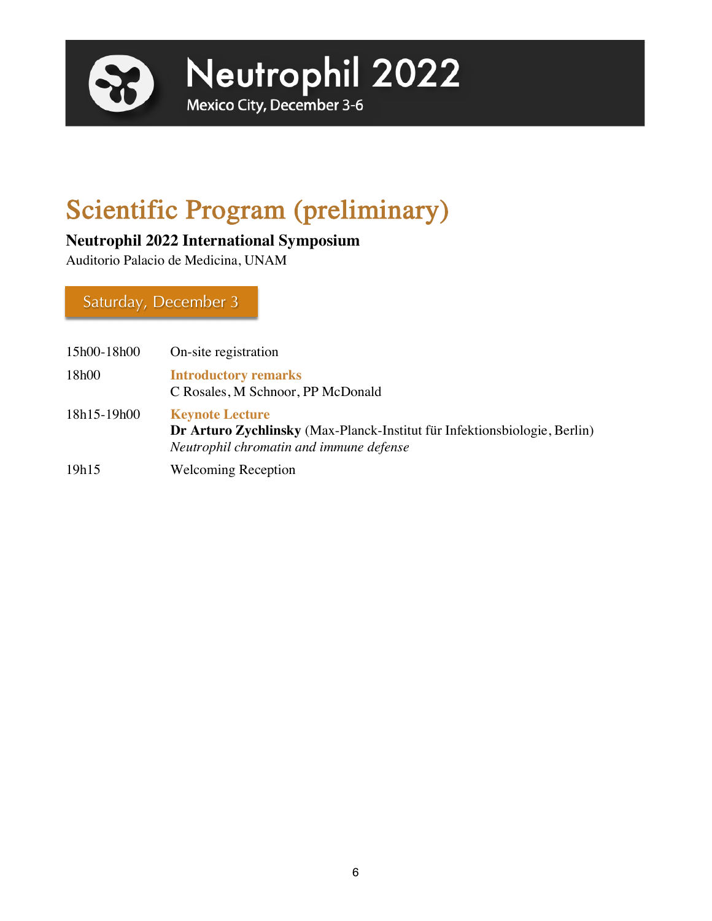# Neutrophil 2022

Mexico City, December 3-6

# Scientific Program (preliminary)

**Neutrophil 2022 International Symposium**

Auditorio Palacio de Medicina, UNAM

## Saturday, December 3

| | |
|---|---|
| 15h00-18h00 | On-site registration |
| 18h00 | **Introductory remarks**<br>C Rosales, M Schnoor, PP McDonald |
| 18h15-19h00 | **Keynote Lecture**<br>**Dr Arturo Zychlinsky** (Max-Planck-Institut für Infektionsbiologie, Berlin)<br>*Neutrophil chromatin and immune defense* |
| 19h15 | Welcoming Reception |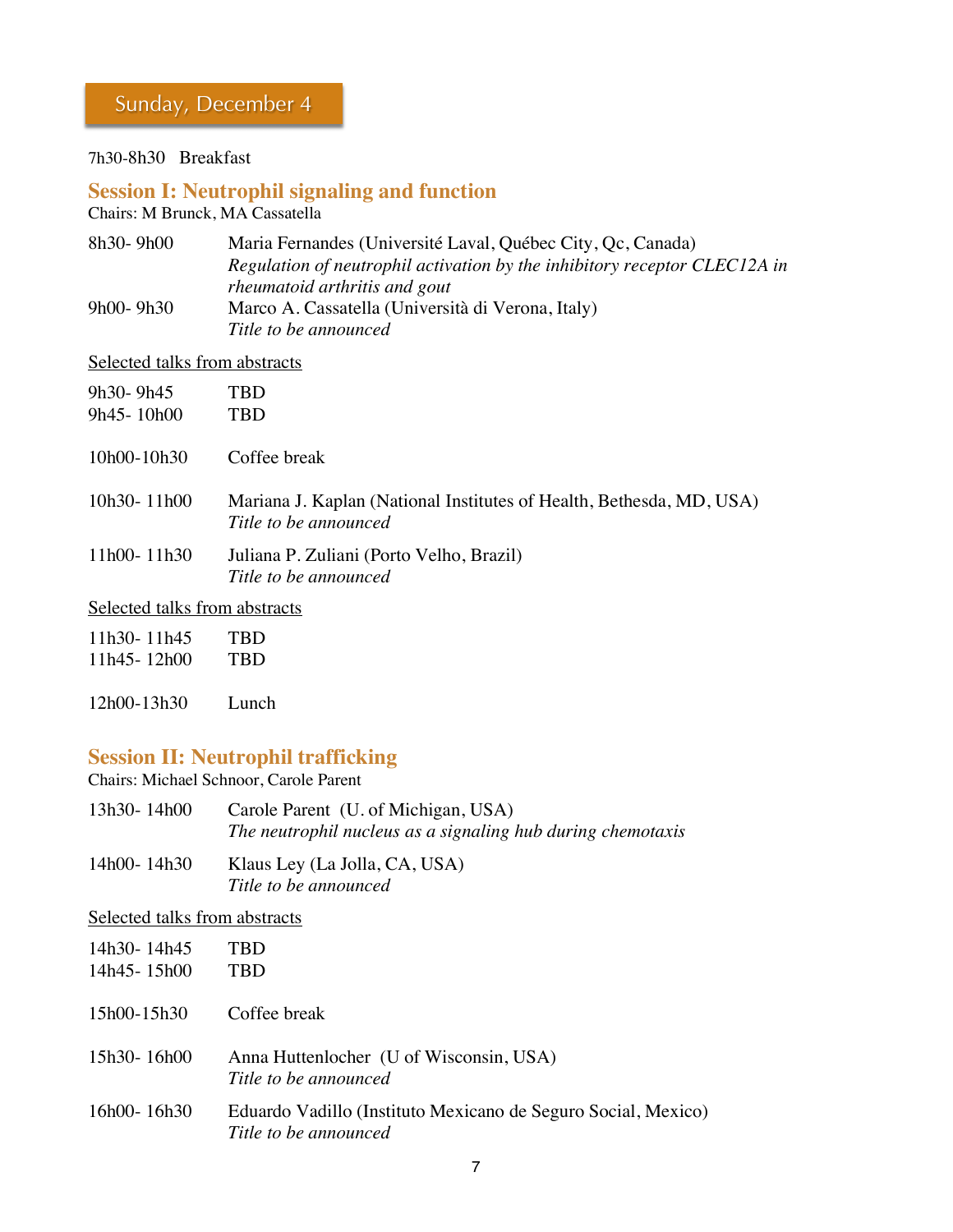## Sunday, December 4

7h30-8h30 Breakfast

### Session I: Neutrophil signaling and function

Chairs: M Brunck, MA Cassatella

8h30- 9h00 Maria Fernandes (Université Laval, Québec City, Qc, Canada)
*Regulation of neutrophil activation by the inhibitory receptor CLEC12A in rheumatoid arthritis and gout*

9h00- 9h30 Marco A. Cassatella (Università di Verona, Italy)
*Title to be announced*

Selected talks from abstracts

9h30- 9h45 TBD
9h45- 10h00 TBD

10h00-10h30 Coffee break

10h30- 11h00 Mariana J. Kaplan (National Institutes of Health, Bethesda, MD, USA)
*Title to be announced*

11h00- 11h30 Juliana P. Zuliani (Porto Velho, Brazil)
*Title to be announced*

Selected talks from abstracts

11h30- 11h45 TBD
11h45- 12h00 TBD

12h00-13h30 Lunch

### Session II: Neutrophil trafficking

Chairs: Michael Schnoor, Carole Parent

13h30- 14h00 Carole Parent (U. of Michigan, USA)
*The neutrophil nucleus as a signaling hub during chemotaxis*

14h00- 14h30 Klaus Ley (La Jolla, CA, USA)
*Title to be announced*

Selected talks from abstracts

14h30- 14h45 TBD
14h45- 15h00 TBD

15h00-15h30 Coffee break

15h30- 16h00 Anna Huttenlocher (U of Wisconsin, USA)
*Title to be announced*

16h00- 16h30 Eduardo Vadillo (Instituto Mexicano de Seguro Social, Mexico)
*Title to be announced*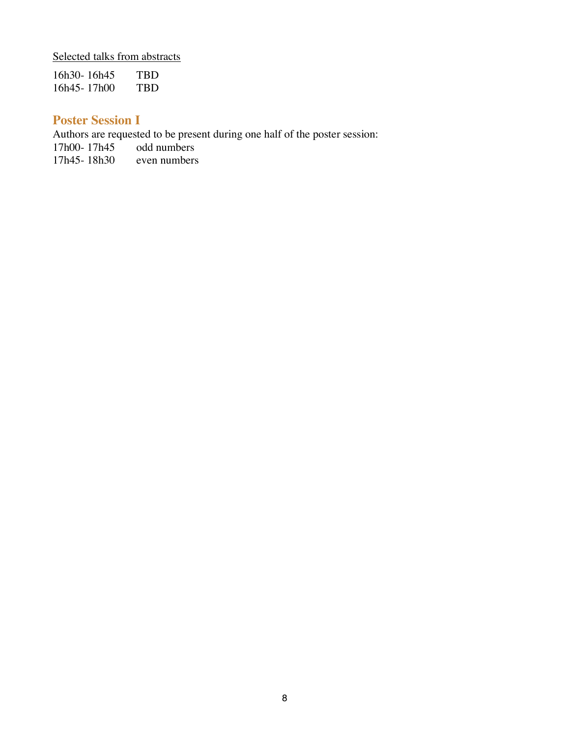Selected talks from abstracts

16h30- 16h45 TBD
16h45- 17h00 TBD

## Poster Session I

Authors are requested to be present during one half of the poster session:
17h00- 17h45 odd numbers
17h45- 18h30 even numbers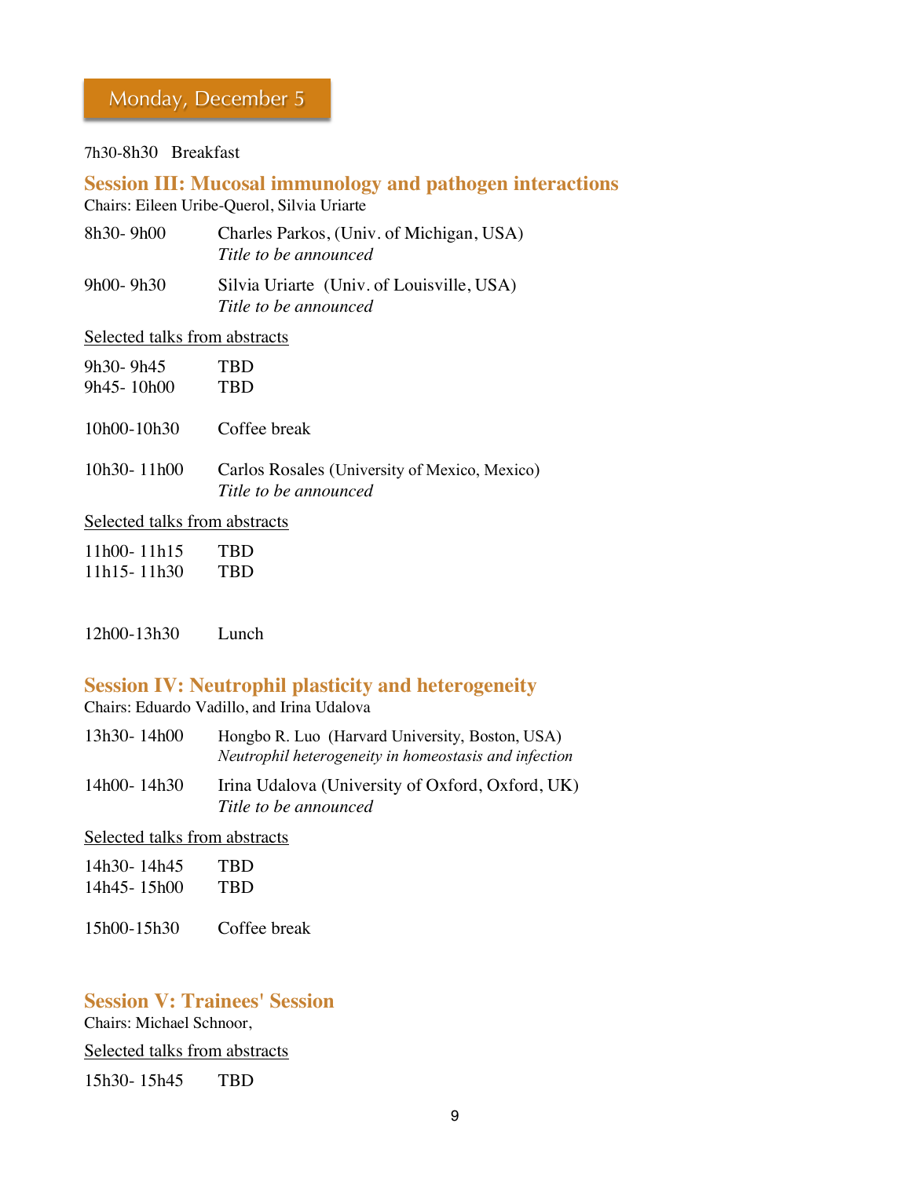## Monday, December 5

7h30-8h30 Breakfast

### Session III: Mucosal immunology and pathogen interactions

Chairs: Eileen Uribe-Querol, Silvia Uriarte

8h30- 9h00 Charles Parkos, (Univ. of Michigan, USA)
*Title to be announced*

9h00- 9h30 Silvia Uriarte (Univ. of Louisville, USA)
*Title to be announced*

Selected talks from abstracts

9h30- 9h45 TBD
9h45- 10h00 TBD

10h00-10h30 Coffee break

10h30- 11h00 Carlos Rosales (University of Mexico, Mexico)
*Title to be announced*

Selected talks from abstracts

11h00- 11h15 TBD
11h15- 11h30 TBD

12h00-13h30 Lunch

### Session IV: Neutrophil plasticity and heterogeneity

Chairs: Eduardo Vadillo, and Irina Udalova

13h30- 14h00 Hongbo R. Luo (Harvard University, Boston, USA)
*Neutrophil heterogeneity in homeostasis and infection*

14h00- 14h30 Irina Udalova (University of Oxford, Oxford, UK)
*Title to be announced*

Selected talks from abstracts

14h30- 14h45 TBD
14h45- 15h00 TBD

15h00-15h30 Coffee break

### Session V: Trainees' Session

Chairs: Michael Schnoor,

Selected talks from abstracts

15h30- 15h45 TBD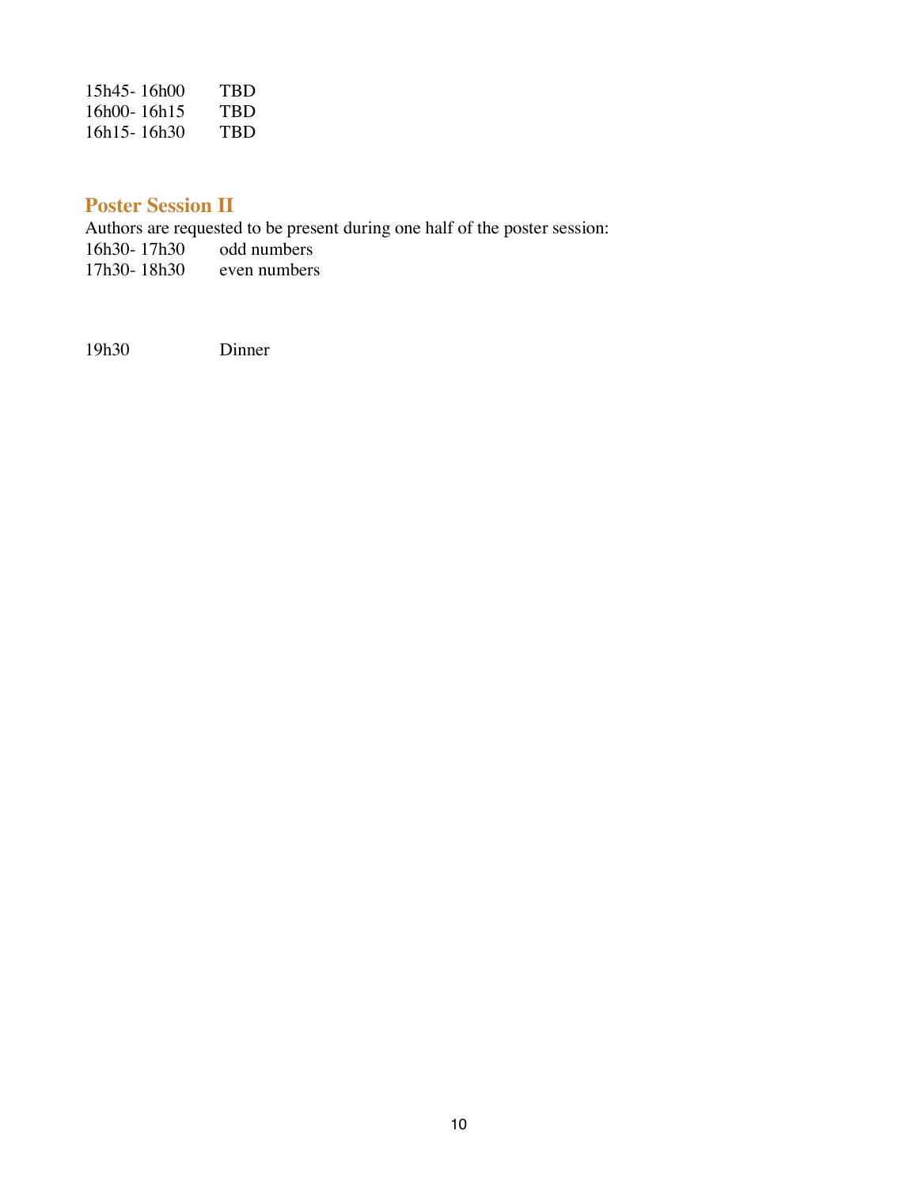15h45- 16h00 TBD
16h00- 16h15 TBD
16h15- 16h30 TBD

## Poster Session II

Authors are requested to be present during one half of the poster session:

16h30- 17h30 odd numbers
17h30- 18h30 even numbers

19h30 Dinner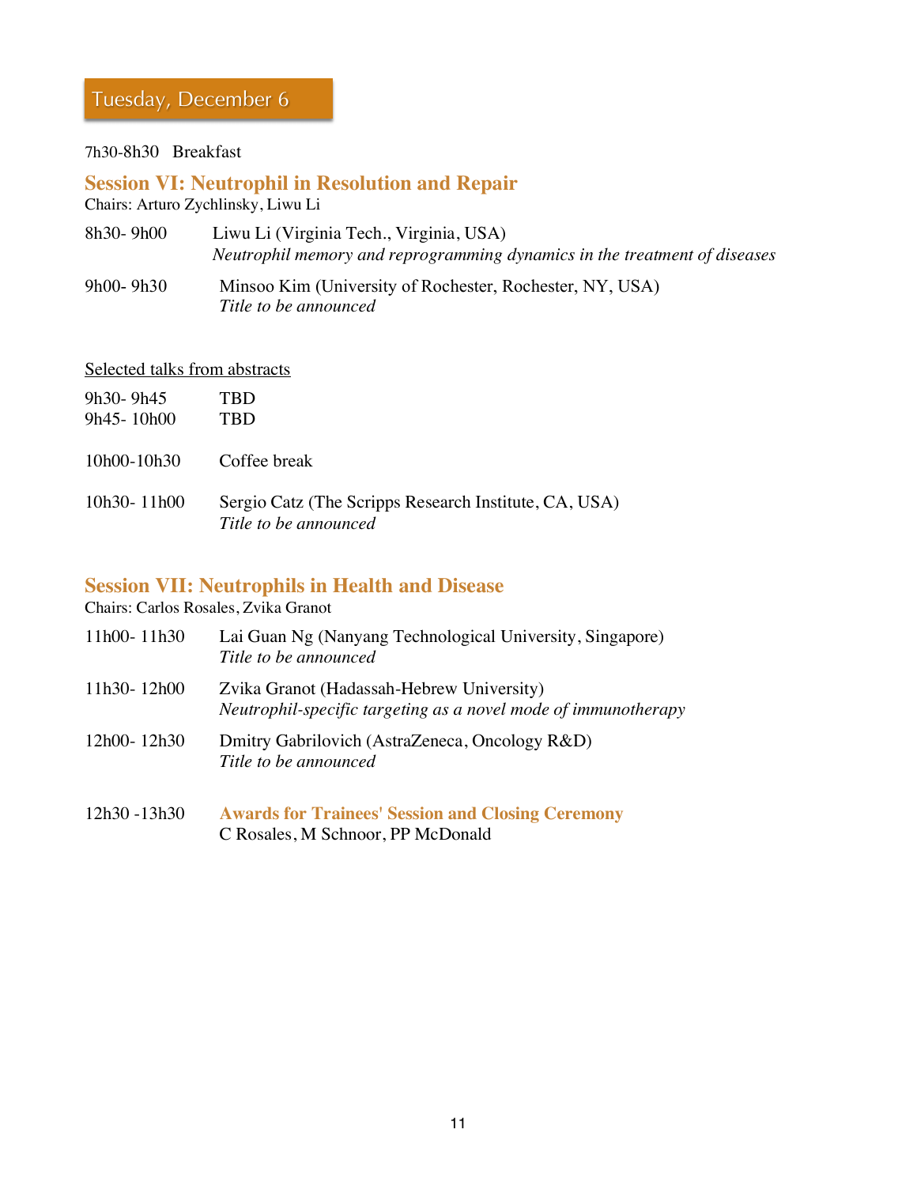## Tuesday, December 6

7h30-8h30 Breakfast

### Session VI: Neutrophil in Resolution and Repair

Chairs: Arturo Zychlinsky, Liwu Li

8h30- 9h00 Liwu Li (Virginia Tech., Virginia, USA)
*Neutrophil memory and reprogramming dynamics in the treatment of diseases*

9h00- 9h30 Minsoo Kim (University of Rochester, Rochester, NY, USA)
*Title to be announced*

Selected talks from abstracts

9h30- 9h45 TBD
9h45- 10h00 TBD

10h00-10h30 Coffee break

10h30- 11h00 Sergio Catz (The Scripps Research Institute, CA, USA)
*Title to be announced*

### Session VII: Neutrophils in Health and Disease

Chairs: Carlos Rosales, Zvika Granot

11h00- 11h30 Lai Guan Ng (Nanyang Technological University, Singapore)
*Title to be announced*

11h30- 12h00 Zvika Granot (Hadassah-Hebrew University)
*Neutrophil-specific targeting as a novel mode of immunotherapy*

12h00- 12h30 Dmitry Gabrilovich (AstraZeneca, Oncology R&D)
*Title to be announced*

12h30 -13h30 **Awards for Trainees' Session and Closing Ceremony**
C Rosales, M Schnoor, PP McDonald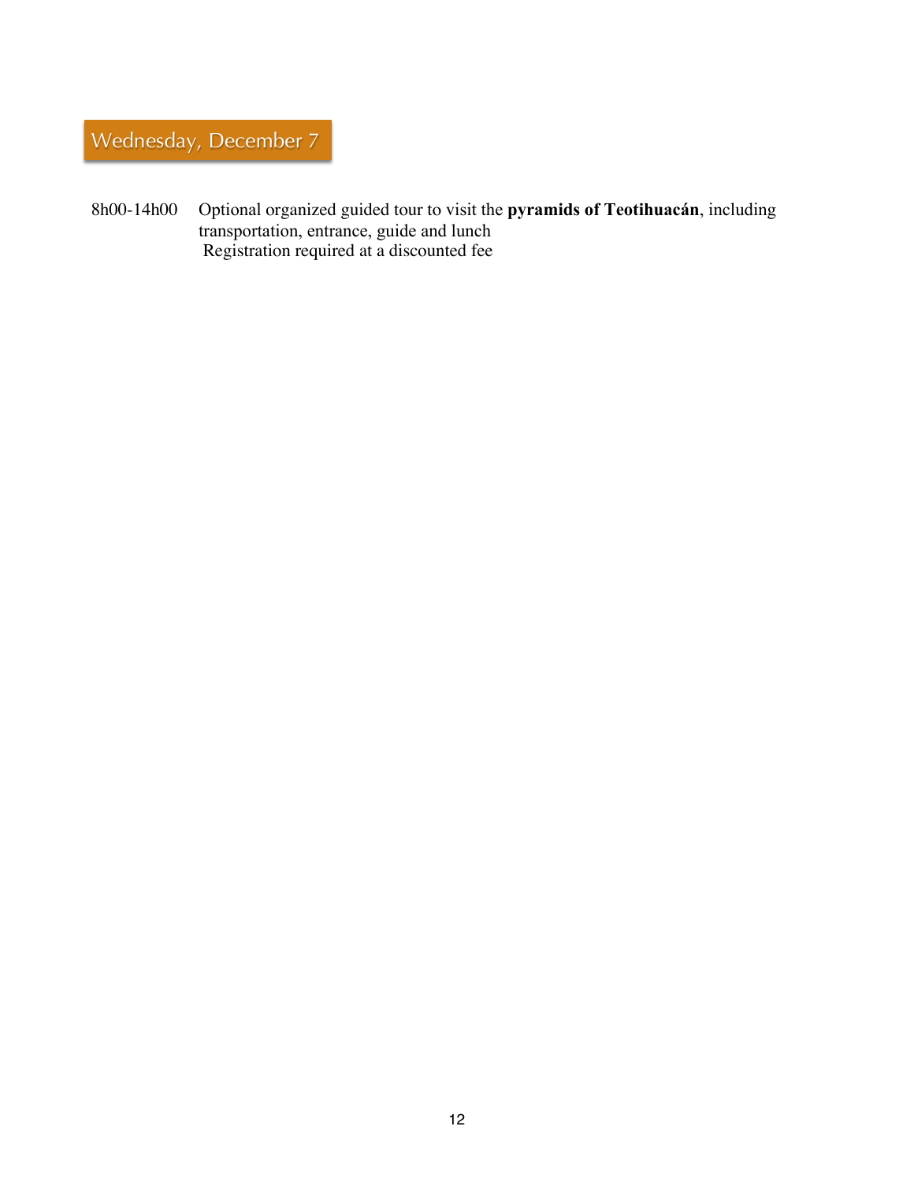## Wednesday, December 7

8h00-14h00 Optional organized guided tour to visit the **pyramids of Teotihuacán**, including transportation, entrance, guide and lunch
Registration required at a discounted fee